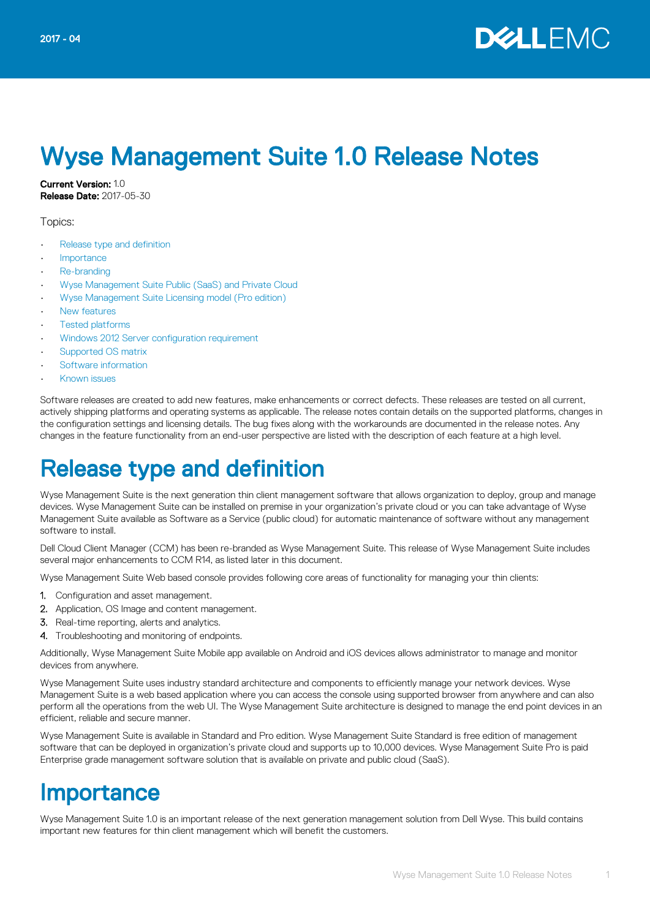2017 - 04

# Wyse Management Suite 1.0 Release Notes

**Current Version:** 1.0
**Release Date:** 2017-05-30

Topics:

- Release type and definition
- Importance
- Re-branding
- Wyse Management Suite Public (SaaS) and Private Cloud
- Wyse Management Suite Licensing model (Pro edition)
- New features
- Tested platforms
- Windows 2012 Server configuration requirement
- Supported OS matrix
- Software information
- Known issues

Software releases are created to add new features, make enhancements or correct defects. These releases are tested on all current, actively shipping platforms and operating systems as applicable. The release notes contain details on the supported platforms, changes in the configuration settings and licensing details. The bug fixes along with the workarounds are documented in the release notes. Any changes in the feature functionality from an end-user perspective are listed with the description of each feature at a high level.

# Release type and definition

Wyse Management Suite is the next generation thin client management software that allows organization to deploy, group and manage devices. Wyse Management Suite can be installed on premise in your organization's private cloud or you can take advantage of Wyse Management Suite available as Software as a Service (public cloud) for automatic maintenance of software without any management software to install.

Dell Cloud Client Manager (CCM) has been re-branded as Wyse Management Suite. This release of Wyse Management Suite includes several major enhancements to CCM R14, as listed later in this document.

Wyse Management Suite Web based console provides following core areas of functionality for managing your thin clients:

1. Configuration and asset management.
2. Application, OS Image and content management.
3. Real-time reporting, alerts and analytics.
4. Troubleshooting and monitoring of endpoints.

Additionally, Wyse Management Suite Mobile app available on Android and iOS devices allows administrator to manage and monitor devices from anywhere.

Wyse Management Suite uses industry standard architecture and components to efficiently manage your network devices. Wyse Management Suite is a web based application where you can access the console using supported browser from anywhere and can also perform all the operations from the web UI. The Wyse Management Suite architecture is designed to manage the end point devices in an efficient, reliable and secure manner.

Wyse Management Suite is available in Standard and Pro edition. Wyse Management Suite Standard is free edition of management software that can be deployed in organization's private cloud and supports up to 10,000 devices. Wyse Management Suite Pro is paid Enterprise grade management software solution that is available on private and public cloud (SaaS).

# Importance

Wyse Management Suite 1.0 is an important release of the next generation management solution from Dell Wyse. This build contains important new features for thin client management which will benefit the customers.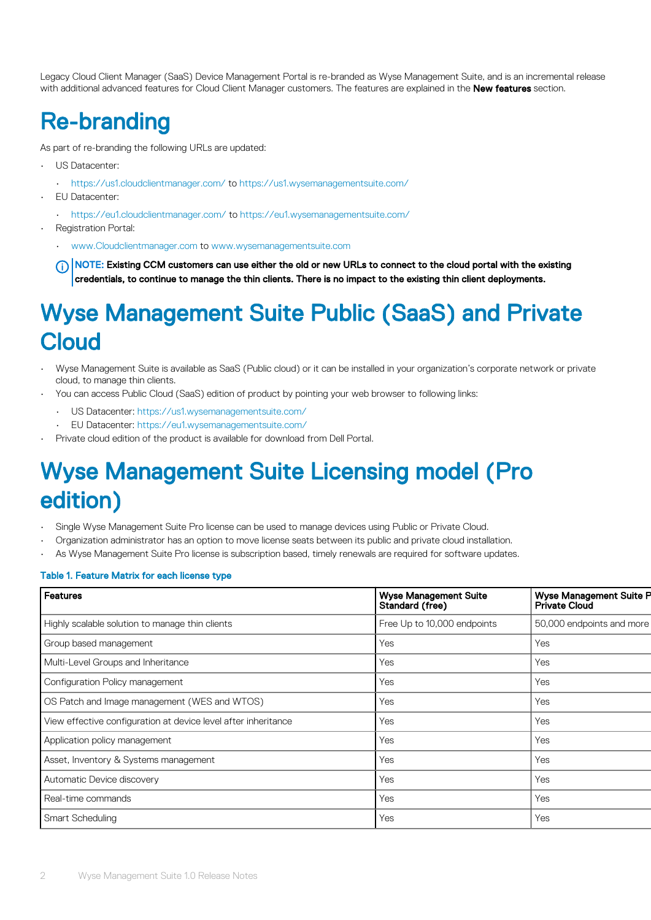Legacy Cloud Client Manager (SaaS) Device Management Portal is re-branded as Wyse Management Suite, and is an incremental release with additional advanced features for Cloud Client Manager customers. The features are explained in the **New features** section.

# Re-branding

As part of re-branding the following URLs are updated:

- US Datacenter:
  - https://us1.cloudclientmanager.com/ to https://us1.wysemanagementsuite.com/
- EU Datacenter:
  - https://eu1.cloudclientmanager.com/ to https://eu1.wysemanagementsuite.com/
- Registration Portal:
  - www.Cloudclientmanager.com to www.wysemanagementsuite.com

**NOTE: Existing CCM customers can use either the old or new URLs to connect to the cloud portal with the existing credentials, to continue to manage the thin clients. There is no impact to the existing thin client deployments.**

# Wyse Management Suite Public (SaaS) and Private Cloud

- Wyse Management Suite is available as SaaS (Public cloud) or it can be installed in your organization's corporate network or private cloud, to manage thin clients.
- You can access Public Cloud (SaaS) edition of product by pointing your web browser to following links:
  - US Datacenter: https://us1.wysemanagementsuite.com/
  - EU Datacenter: https://eu1.wysemanagementsuite.com/
- Private cloud edition of the product is available for download from Dell Portal.

# Wyse Management Suite Licensing model (Pro edition)

- Single Wyse Management Suite Pro license can be used to manage devices using Public or Private Cloud.
- Organization administrator has an option to move license seats between its public and private cloud installation.
- As Wyse Management Suite Pro license is subscription based, timely renewals are required for software updates.

**Table 1. Feature Matrix for each license type**

| Features | Wyse Management Suite Standard (free) | Wyse Management Suite P Private Cloud |
|---|---|---|
| Highly scalable solution to manage thin clients | Free Up to 10,000 endpoints | 50,000 endpoints and more |
| Group based management | Yes | Yes |
| Multi-Level Groups and Inheritance | Yes | Yes |
| Configuration Policy management | Yes | Yes |
| OS Patch and Image management (WES and WTOS) | Yes | Yes |
| View effective configuration at device level after inheritance | Yes | Yes |
| Application policy management | Yes | Yes |
| Asset, Inventory & Systems management | Yes | Yes |
| Automatic Device discovery | Yes | Yes |
| Real-time commands | Yes | Yes |
| Smart Scheduling | Yes | Yes |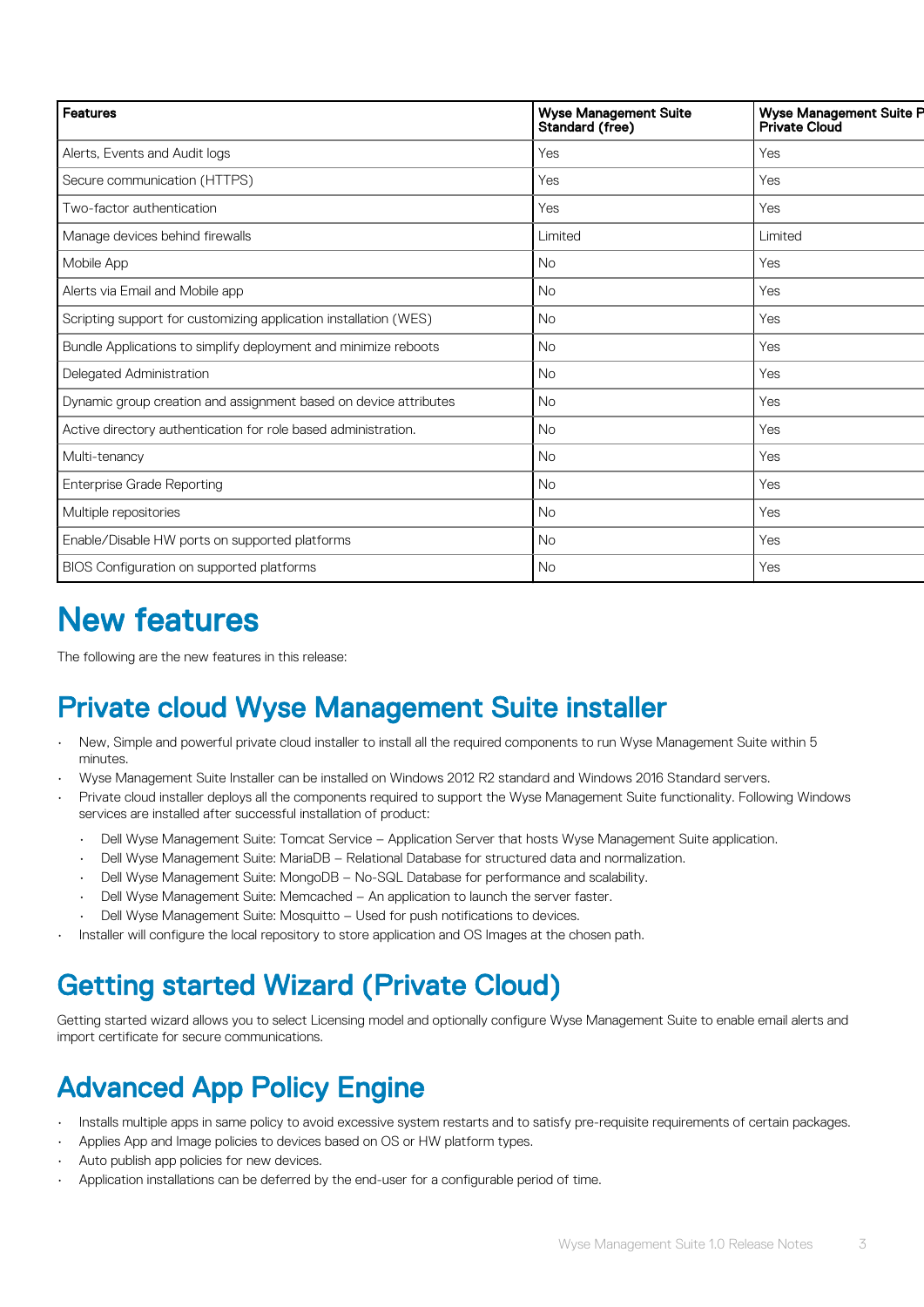| Features | Wyse Management Suite Standard (free) | Wyse Management Suite Pro Private Cloud |
|---|---|---|
| Alerts, Events and Audit logs | Yes | Yes |
| Secure communication (HTTPS) | Yes | Yes |
| Two-factor authentication | Yes | Yes |
| Manage devices behind firewalls | Limited | Limited |
| Mobile App | No | Yes |
| Alerts via Email and Mobile app | No | Yes |
| Scripting support for customizing application installation (WES) | No | Yes |
| Bundle Applications to simplify deployment and minimize reboots | No | Yes |
| Delegated Administration | No | Yes |
| Dynamic group creation and assignment based on device attributes | No | Yes |
| Active directory authentication for role based administration. | No | Yes |
| Multi-tenancy | No | Yes |
| Enterprise Grade Reporting | No | Yes |
| Multiple repositories | No | Yes |
| Enable/Disable HW ports on supported platforms | No | Yes |
| BIOS Configuration on supported platforms | No | Yes |

# New features

The following are the new features in this release:

## Private cloud Wyse Management Suite installer

- New, Simple and powerful private cloud installer to install all the required components to run Wyse Management Suite within 5 minutes.
- Wyse Management Suite Installer can be installed on Windows 2012 R2 standard and Windows 2016 Standard servers.
- Private cloud installer deploys all the components required to support the Wyse Management Suite functionality. Following Windows services are installed after successful installation of product:
  - Dell Wyse Management Suite: Tomcat Service – Application Server that hosts Wyse Management Suite application.
  - Dell Wyse Management Suite: MariaDB – Relational Database for structured data and normalization.
  - Dell Wyse Management Suite: MongoDB – No-SQL Database for performance and scalability.
  - Dell Wyse Management Suite: Memcached – An application to launch the server faster.
  - Dell Wyse Management Suite: Mosquitto – Used for push notifications to devices.
- Installer will configure the local repository to store application and OS Images at the chosen path.

## Getting started Wizard (Private Cloud)

Getting started wizard allows you to select Licensing model and optionally configure Wyse Management Suite to enable email alerts and import certificate for secure communications.

## Advanced App Policy Engine

- Installs multiple apps in same policy to avoid excessive system restarts and to satisfy pre-requisite requirements of certain packages.
- Applies App and Image policies to devices based on OS or HW platform types.
- Auto publish app policies for new devices.
- Application installations can be deferred by the end-user for a configurable period of time.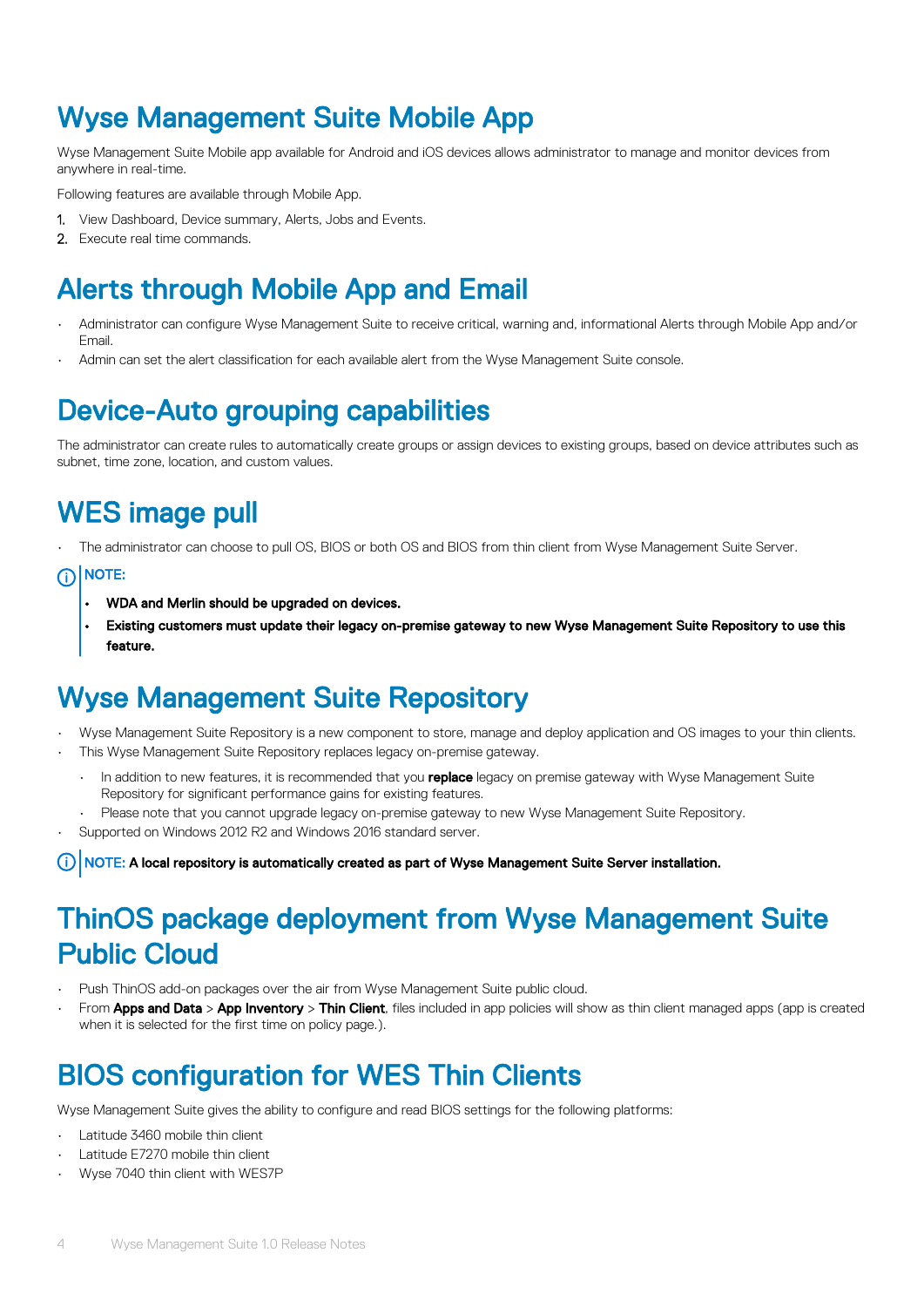# Wyse Management Suite Mobile App

Wyse Management Suite Mobile app available for Android and iOS devices allows administrator to manage and monitor devices from anywhere in real-time.

Following features are available through Mobile App.

1. View Dashboard, Device summary, Alerts, Jobs and Events.
2. Execute real time commands.

# Alerts through Mobile App and Email

- Administrator can configure Wyse Management Suite to receive critical, warning and, informational Alerts through Mobile App and/or Email.
- Admin can set the alert classification for each available alert from the Wyse Management Suite console.

# Device-Auto grouping capabilities

The administrator can create rules to automatically create groups or assign devices to existing groups, based on device attributes such as subnet, time zone, location, and custom values.

# WES image pull

- The administrator can choose to pull OS, BIOS or both OS and BIOS from thin client from Wyse Management Suite Server.

NOTE:

- **WDA and Merlin should be upgraded on devices.**
- **Existing customers must update their legacy on-premise gateway to new Wyse Management Suite Repository to use this feature.**

# Wyse Management Suite Repository

- Wyse Management Suite Repository is a new component to store, manage and deploy application and OS images to your thin clients.
- This Wyse Management Suite Repository replaces legacy on-premise gateway.
  - In addition to new features, it is recommended that you **replace** legacy on premise gateway with Wyse Management Suite Repository for significant performance gains for existing features.
  - Please note that you cannot upgrade legacy on-premise gateway to new Wyse Management Suite Repository.
- Supported on Windows 2012 R2 and Windows 2016 standard server.

NOTE: **A local repository is automatically created as part of Wyse Management Suite Server installation.**

# ThinOS package deployment from Wyse Management Suite Public Cloud

- Push ThinOS add-on packages over the air from Wyse Management Suite public cloud.
- From **Apps and Data** > **App Inventory** > **Thin Client**, files included in app policies will show as thin client managed apps (app is created when it is selected for the first time on policy page.).

# BIOS configuration for WES Thin Clients

Wyse Management Suite gives the ability to configure and read BIOS settings for the following platforms:

- Latitude 3460 mobile thin client
- Latitude E7270 mobile thin client
- Wyse 7040 thin client with WES7P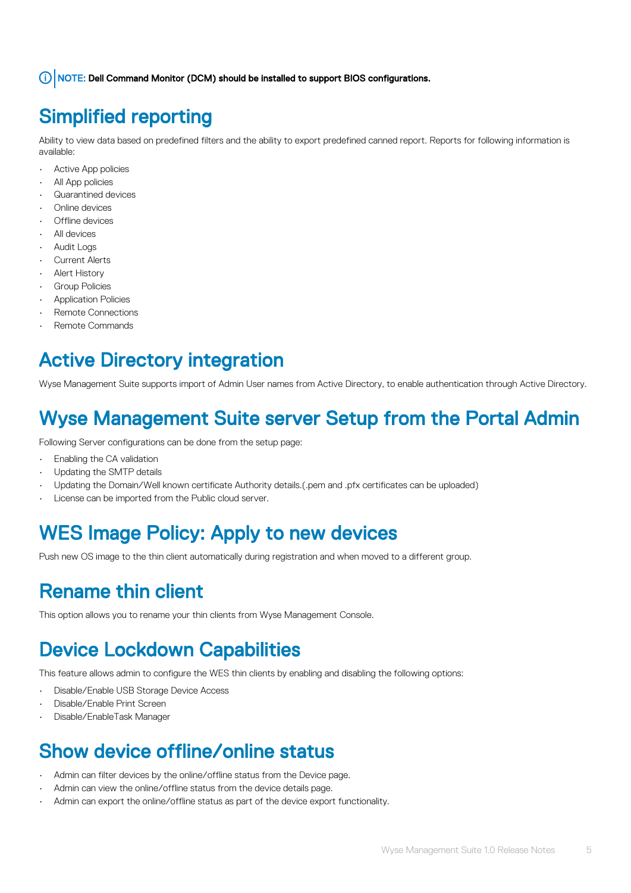**NOTE:** **Dell Command Monitor (DCM) should be installed to support BIOS configurations.**

## Simplified reporting

Ability to view data based on predefined filters and the ability to export predefined canned report. Reports for following information is available:

- Active App policies
- All App policies
- Quarantined devices
- Online devices
- Offline devices
- All devices
- Audit Logs
- Current Alerts
- Alert History
- Group Policies
- Application Policies
- Remote Connections
- Remote Commands

## Active Directory integration

Wyse Management Suite supports import of Admin User names from Active Directory, to enable authentication through Active Directory.

## Wyse Management Suite server Setup from the Portal Admin

Following Server configurations can be done from the setup page:

- Enabling the CA validation
- Updating the SMTP details
- Updating the Domain/Well known certificate Authority details.(.pem and .pfx certificates can be uploaded)
- License can be imported from the Public cloud server.

## WES Image Policy: Apply to new devices

Push new OS image to the thin client automatically during registration and when moved to a different group.

## Rename thin client

This option allows you to rename your thin clients from Wyse Management Console.

## Device Lockdown Capabilities

This feature allows admin to configure the WES thin clients by enabling and disabling the following options:

- Disable/Enable USB Storage Device Access
- Disable/Enable Print Screen
- Disable/EnableTask Manager

## Show device offline/online status

- Admin can filter devices by the online/offline status from the Device page.
- Admin can view the online/offline status from the device details page.
- Admin can export the online/offline status as part of the device export functionality.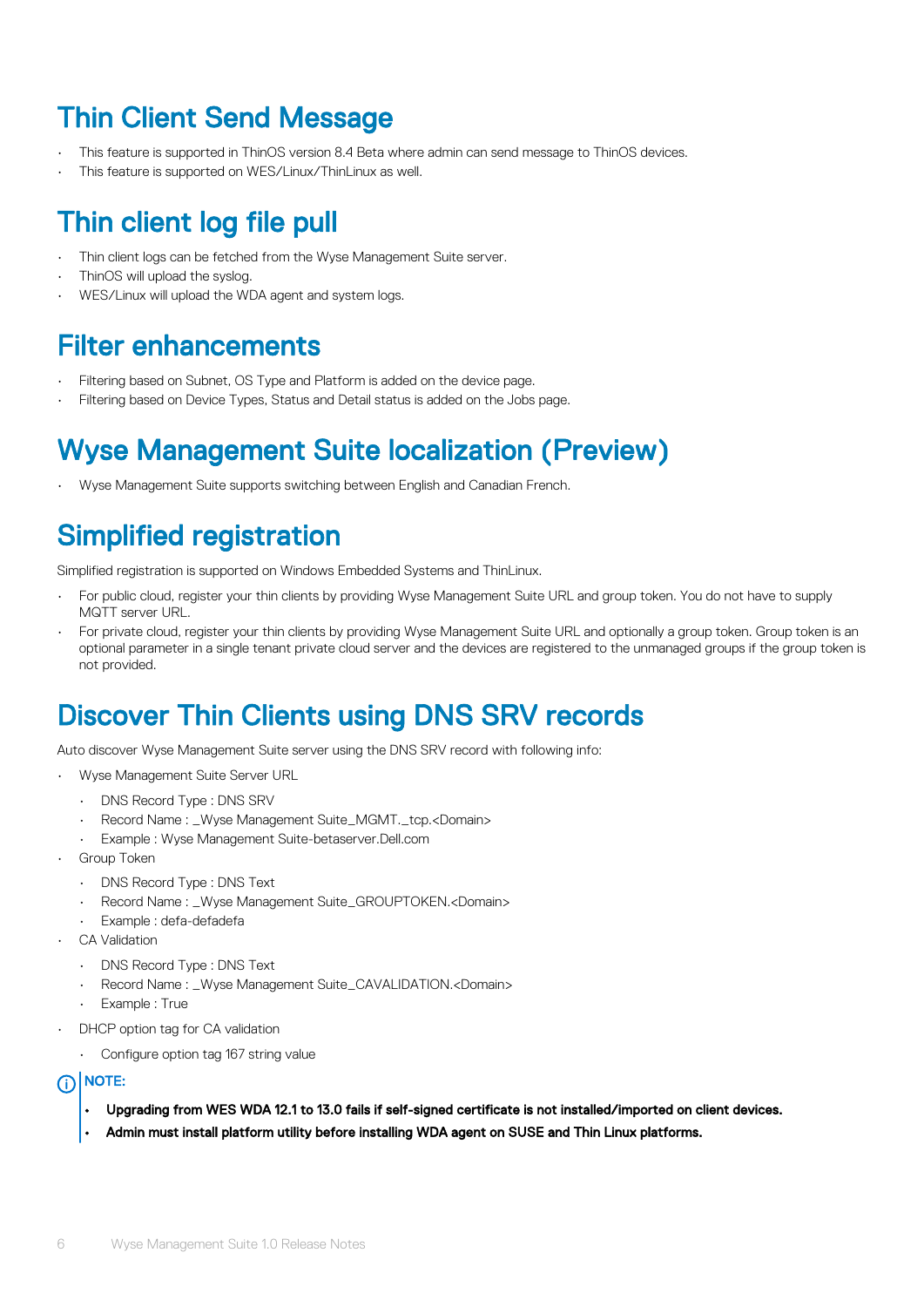## Thin Client Send Message

- This feature is supported in ThinOS version 8.4 Beta where admin can send message to ThinOS devices.
- This feature is supported on WES/Linux/ThinLinux as well.

## Thin client log file pull

- Thin client logs can be fetched from the Wyse Management Suite server.
- ThinOS will upload the syslog.
- WES/Linux will upload the WDA agent and system logs.

## Filter enhancements

- Filtering based on Subnet, OS Type and Platform is added on the device page.
- Filtering based on Device Types, Status and Detail status is added on the Jobs page.

## Wyse Management Suite localization (Preview)

- Wyse Management Suite supports switching between English and Canadian French.

## Simplified registration

Simplified registration is supported on Windows Embedded Systems and ThinLinux.

- For public cloud, register your thin clients by providing Wyse Management Suite URL and group token. You do not have to supply MQTT server URL.
- For private cloud, register your thin clients by providing Wyse Management Suite URL and optionally a group token. Group token is an optional parameter in a single tenant private cloud server and the devices are registered to the unmanaged groups if the group token is not provided.

## Discover Thin Clients using DNS SRV records

Auto discover Wyse Management Suite server using the DNS SRV record with following info:

- Wyse Management Suite Server URL
  - DNS Record Type : DNS SRV
  - Record Name : _Wyse Management Suite_MGMT._tcp.<Domain>
  - Example : Wyse Management Suite-betaserver.Dell.com
- Group Token
  - DNS Record Type : DNS Text
  - Record Name : _Wyse Management Suite_GROUPTOKEN.<Domain>
  - Example : defa-defadefa
- CA Validation
  - DNS Record Type : DNS Text
  - Record Name : _Wyse Management Suite_CAVALIDATION.<Domain>
  - Example : True
- DHCP option tag for CA validation
  - Configure option tag 167 string value

**NOTE:**

- **Upgrading from WES WDA 12.1 to 13.0 fails if self-signed certificate is not installed/imported on client devices.**
- **Admin must install platform utility before installing WDA agent on SUSE and Thin Linux platforms.**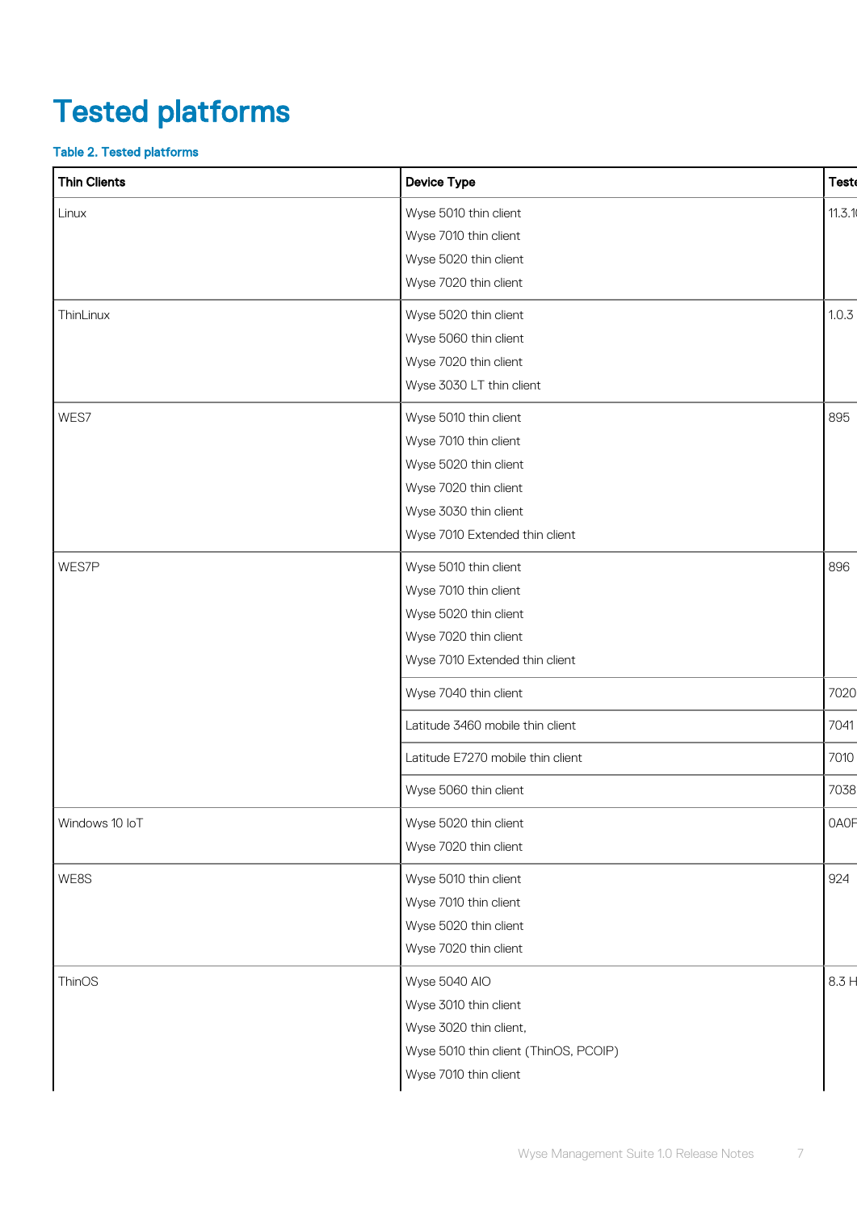# Tested platforms

**Table 2. Tested platforms**

| Thin Clients | Device Type | Teste |
|---|---|---|
| Linux | Wyse 5010 thin client<br>Wyse 7010 thin client<br>Wyse 5020 thin client<br>Wyse 7020 thin client | 11.3.1 |
| ThinLinux | Wyse 5020 thin client<br>Wyse 5060 thin client<br>Wyse 7020 thin client<br>Wyse 3030 LT thin client | 1.0.3 |
| WES7 | Wyse 5010 thin client<br>Wyse 7010 thin client<br>Wyse 5020 thin client<br>Wyse 7020 thin client<br>Wyse 3030 thin client<br>Wyse 7010 Extended thin client | 895 |
| WES7P | Wyse 5010 thin client<br>Wyse 7010 thin client<br>Wyse 5020 thin client<br>Wyse 7020 thin client<br>Wyse 7010 Extended thin client | 896 |
| | Wyse 7040 thin client | 7020 |
| | Latitude 3460 mobile thin client | 7041 |
| | Latitude E7270 mobile thin client | 7010 |
| | Wyse 5060 thin client | 7038 |
| Windows 10 IoT | Wyse 5020 thin client<br>Wyse 7020 thin client | 0A0F |
| WE8S | Wyse 5010 thin client<br>Wyse 7010 thin client<br>Wyse 5020 thin client<br>Wyse 7020 thin client | 924 |
| ThinOS | Wyse 5040 AIO<br>Wyse 3010 thin client<br>Wyse 3020 thin client,<br>Wyse 5010 thin client (ThinOS, PCOIP)<br>Wyse 7010 thin client | 8.3 H |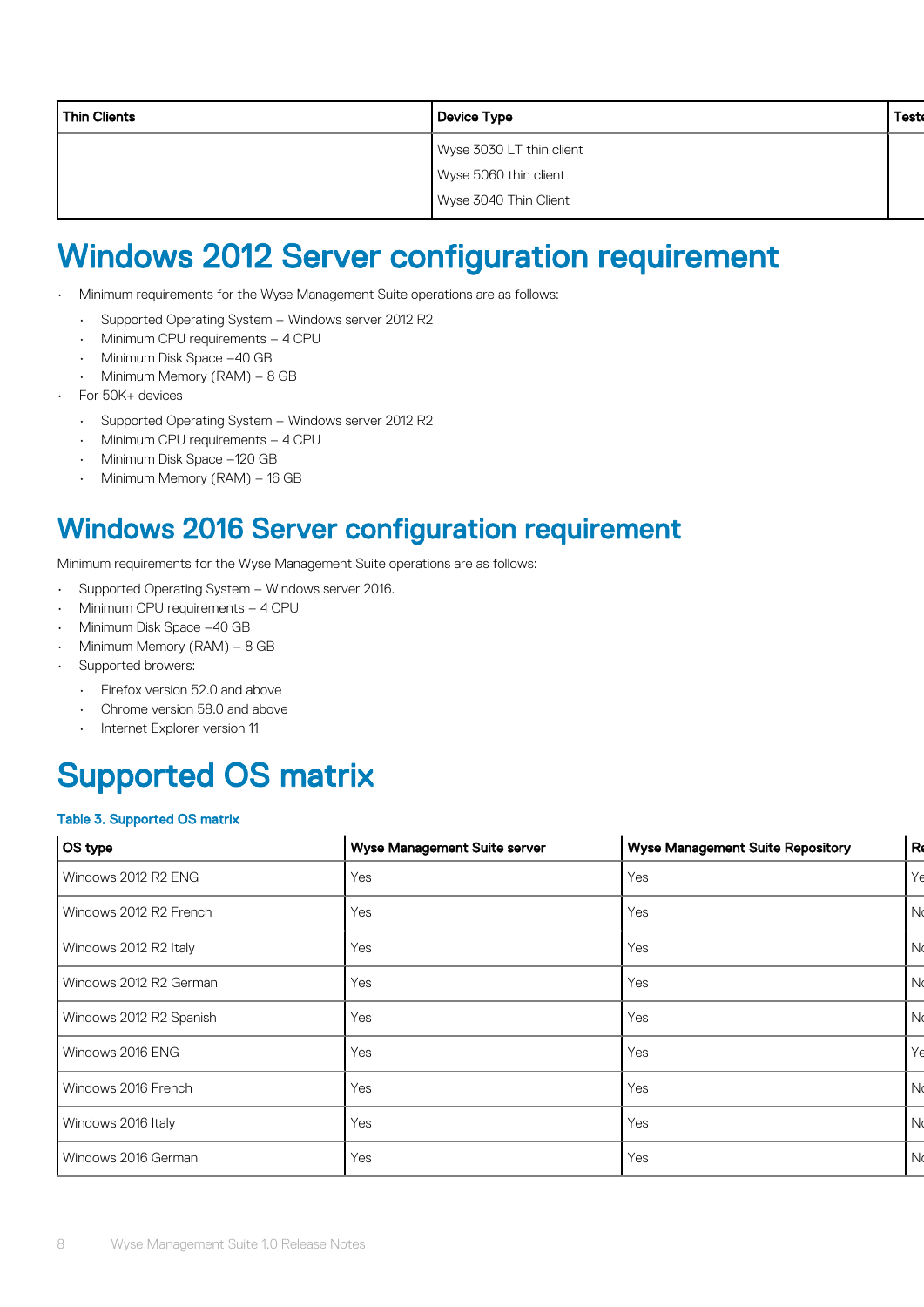| Thin Clients | Device Type | Teste |
|---|---|---|
| | Wyse 3030 LT thin client<br>Wyse 5060 thin client<br>Wyse 3040 Thin Client | |

# Windows 2012 Server configuration requirement

- Minimum requirements for the Wyse Management Suite operations are as follows:
  - Supported Operating System – Windows server 2012 R2
  - Minimum CPU requirements – 4 CPU
  - Minimum Disk Space –40 GB
  - Minimum Memory (RAM) – 8 GB
- For 50K+ devices
  - Supported Operating System – Windows server 2012 R2
  - Minimum CPU requirements – 4 CPU
  - Minimum Disk Space –120 GB
  - Minimum Memory (RAM) – 16 GB

## Windows 2016 Server configuration requirement

Minimum requirements for the Wyse Management Suite operations are as follows:

- Supported Operating System – Windows server 2016.
- Minimum CPU requirements – 4 CPU
- Minimum Disk Space –40 GB
- Minimum Memory (RAM) – 8 GB
- Supported browers:
  - Firefox version 52.0 and above
  - Chrome version 58.0 and above
  - Internet Explorer version 11

# Supported OS matrix

**Table 3. Supported OS matrix**

| OS type | Wyse Management Suite server | Wyse Management Suite Repository | Re |
|---|---|---|---|
| Windows 2012 R2 ENG | Yes | Yes | Ye |
| Windows 2012 R2 French | Yes | Yes | No |
| Windows 2012 R2 Italy | Yes | Yes | No |
| Windows 2012 R2 German | Yes | Yes | No |
| Windows 2012 R2 Spanish | Yes | Yes | No |
| Windows 2016 ENG | Yes | Yes | Ye |
| Windows 2016 French | Yes | Yes | No |
| Windows 2016 Italy | Yes | Yes | No |
| Windows 2016 German | Yes | Yes | No |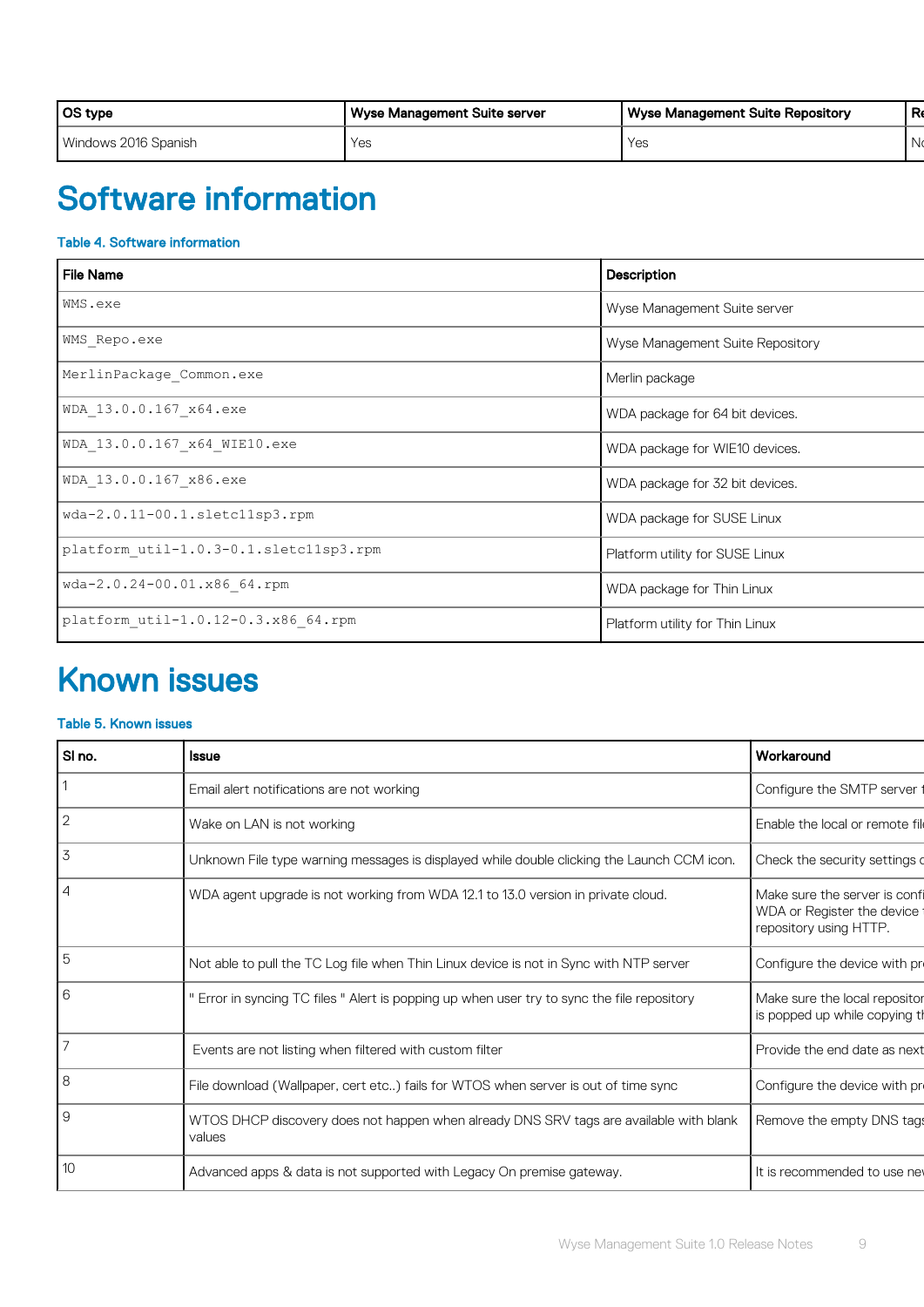| OS type | Wyse Management Suite server | Wyse Management Suite Repository | Re |
|---|---|---|---|
| Windows 2016 Spanish | Yes | Yes | No |

# Software information

**Table 4. Software information**

| File Name | Description |
|---|---|
| `WMS.exe` | Wyse Management Suite server |
| `WMS_Repo.exe` | Wyse Management Suite Repository |
| `MerlinPackage_Common.exe` | Merlin package |
| `WDA_13.0.0.167_x64.exe` | WDA package for 64 bit devices. |
| `WDA_13.0.0.167_x64_WIE10.exe` | WDA package for WIE10 devices. |
| `WDA_13.0.0.167_x86.exe` | WDA package for 32 bit devices. |
| `wda-2.0.11-00.1.sletc11sp3.rpm` | WDA package for SUSE Linux |
| `platform_util-1.0.3-0.1.sletc11sp3.rpm` | Platform utility for SUSE Linux |
| `wda-2.0.24-00.01.x86_64.rpm` | WDA package for Thin Linux |
| `platform_util-1.0.12-0.3.x86_64.rpm` | Platform utility for Thin Linux |

# Known issues

**Table 5. Known issues**

| Sl no. | Issue | Workaround |
|---|---|---|
| 1 | Email alert notifications are not working | Configure the SMTP server f |
| 2 | Wake on LAN is not working | Enable the local or remote fil |
| 3 | Unknown File type warning messages is displayed while double clicking the Launch CCM icon. | Check the security settings o |
| 4 | WDA agent upgrade is not working from WDA 12.1 to 13.0 version in private cloud. | Make sure the server is confi WDA or Register the device t repository using HTTP. |
| 5 | Not able to pull the TC Log file when Thin Linux device is not in Sync with NTP server | Configure the device with pr |
| 6 | " Error in syncing TC files " Alert is popping up when user try to sync the file repository | Make sure the local repositor is popped up while copying th |
| 7 | Events are not listing when filtered with custom filter | Provide the end date as next |
| 8 | File download (Wallpaper, cert etc..) fails for WTOS when server is out of time sync | Configure the device with pr |
| 9 | WTOS DHCP discovery does not happen when already DNS SRV tags are available with blank values | Remove the empty DNS tags |
| 10 | Advanced apps & data is not supported with Legacy On premise gateway. | It is recommended to use nev |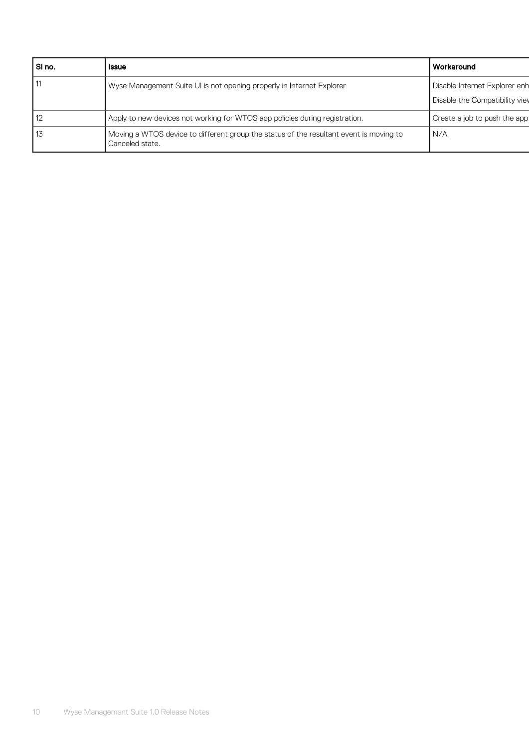| Sl no. | Issue | Workaround |
|---|---|---|
| 11 | Wyse Management Suite UI is not opening properly in Internet Explorer | Disable Internet Explorer enh<br>Disable the Compatibility viev |
| 12 | Apply to new devices not working for WTOS app policies during registration. | Create a job to push the app |
| 13 | Moving a WTOS device to different group the status of the resultant event is moving to Canceled state. | N/A |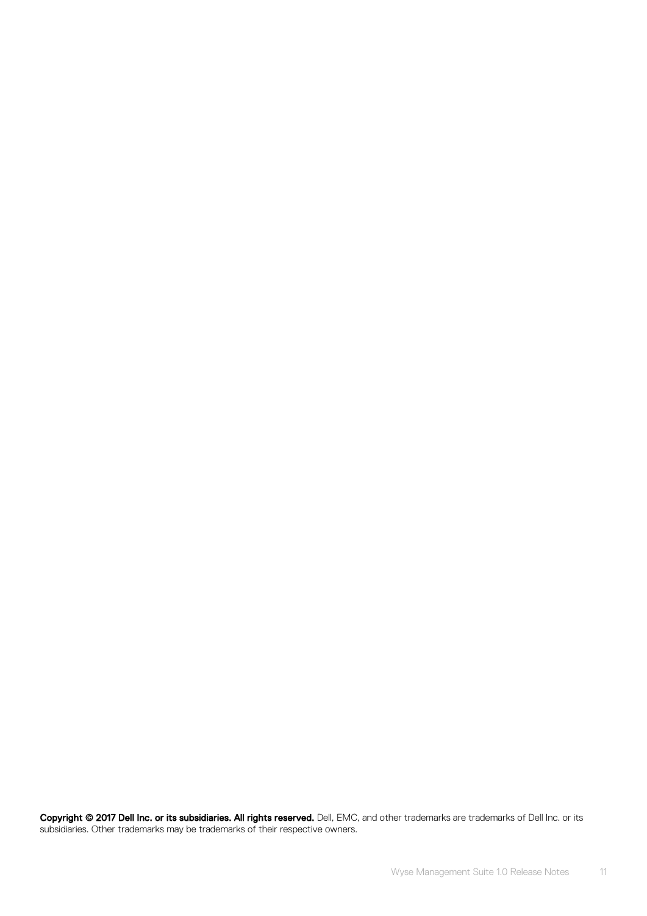**Copyright © 2017 Dell Inc. or its subsidiaries. All rights reserved.** Dell, EMC, and other trademarks are trademarks of Dell Inc. or its subsidiaries. Other trademarks may be trademarks of their respective owners.